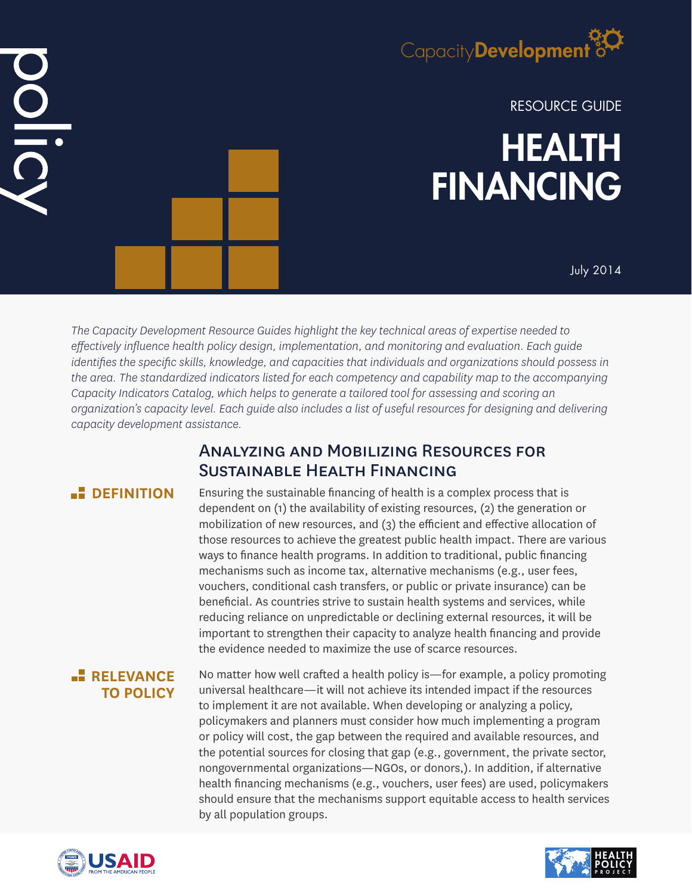policy

CapacityDevelopment

RESOURCE GUIDE

# HEALTH FINANCING

July 2014

*The Capacity Development Resource Guides highlight the key technical areas of expertise needed to effectively influence health policy design, implementation, and monitoring and evaluation. Each guide identifies the specific skills, knowledge, and capacities that individuals and organizations should possess in the area. The standardized indicators listed for each competency and capability map to the accompanying Capacity Indicators Catalog, which helps to generate a tailored tool for assessing and scoring an organization's capacity level. Each guide also includes a list of useful resources for designing and delivering capacity development assistance.*

## Analyzing and Mobilizing Resources for Sustainable Health Financing

### DEFINITION

Ensuring the sustainable financing of health is a complex process that is dependent on (1) the availability of existing resources, (2) the generation or mobilization of new resources, and (3) the efficient and effective allocation of those resources to achieve the greatest public health impact. There are various ways to finance health programs. In addition to traditional, public financing mechanisms such as income tax, alternative mechanisms (e.g., user fees, vouchers, conditional cash transfers, or public or private insurance) can be beneficial. As countries strive to sustain health systems and services, while reducing reliance on unpredictable or declining external resources, it will be important to strengthen their capacity to analyze health financing and provide the evidence needed to maximize the use of scarce resources.

### RELEVANCE TO POLICY

No matter how well crafted a health policy is—for example, a policy promoting universal healthcare—it will not achieve its intended impact if the resources to implement it are not available. When developing or analyzing a policy, policymakers and planners must consider how much implementing a program or policy will cost, the gap between the required and available resources, and the potential sources for closing that gap (e.g., government, the private sector, nongovernmental organizations—NGOs, or donors,). In addition, if alternative health financing mechanisms (e.g., vouchers, user fees) are used, policymakers should ensure that the mechanisms support equitable access to health services by all population groups.

USAID FROM THE AMERICAN PEOPLE

HEALTH POLICY PROJECT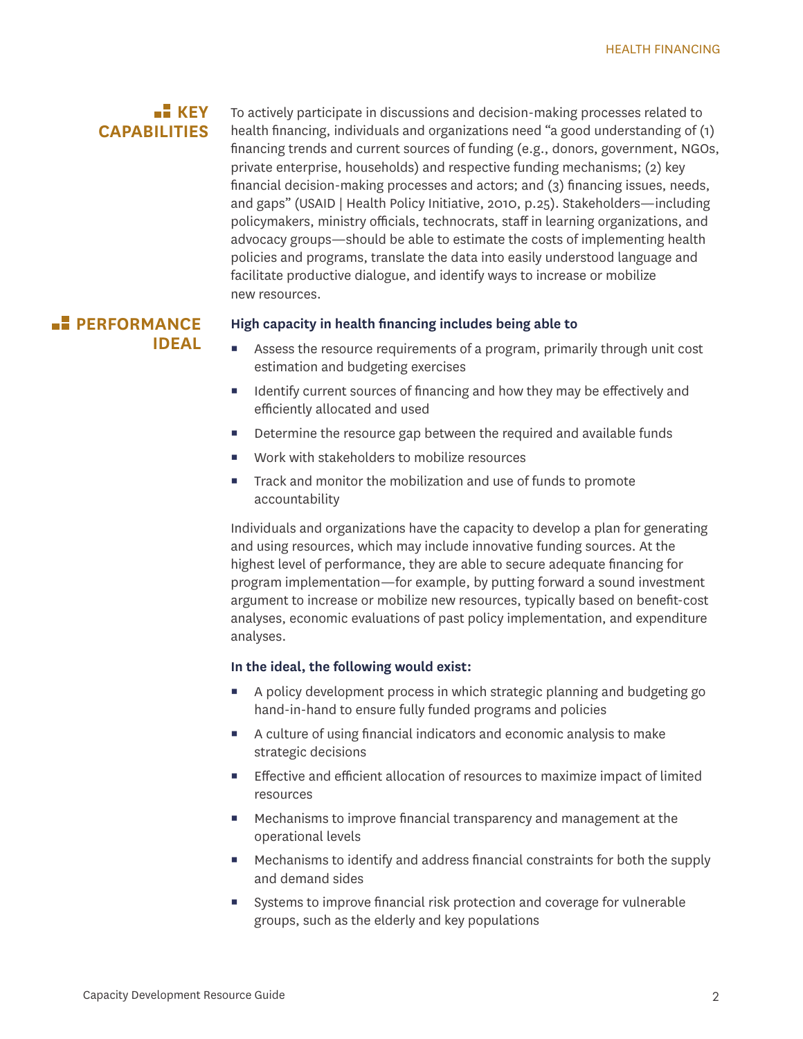## KEY CAPABILITIES

To actively participate in discussions and decision-making processes related to health financing, individuals and organizations need "a good understanding of (1) financing trends and current sources of funding (e.g., donors, government, NGOs, private enterprise, households) and respective funding mechanisms; (2) key financial decision-making processes and actors; and (3) financing issues, needs, and gaps" (USAID | Health Policy Initiative, 2010, p.25). Stakeholders—including policymakers, ministry officials, technocrats, staff in learning organizations, and advocacy groups—should be able to estimate the costs of implementing health policies and programs, translate the data into easily understood language and facilitate productive dialogue, and identify ways to increase or mobilize new resources.

## PERFORMANCE IDEAL

**High capacity in health financing includes being able to**

- Assess the resource requirements of a program, primarily through unit cost estimation and budgeting exercises
- Identify current sources of financing and how they may be effectively and efficiently allocated and used
- Determine the resource gap between the required and available funds
- Work with stakeholders to mobilize resources
- Track and monitor the mobilization and use of funds to promote accountability

Individuals and organizations have the capacity to develop a plan for generating and using resources, which may include innovative funding sources. At the highest level of performance, they are able to secure adequate financing for program implementation—for example, by putting forward a sound investment argument to increase or mobilize new resources, typically based on benefit-cost analyses, economic evaluations of past policy implementation, and expenditure analyses.

**In the ideal, the following would exist:**

- A policy development process in which strategic planning and budgeting go hand-in-hand to ensure fully funded programs and policies
- A culture of using financial indicators and economic analysis to make strategic decisions
- Effective and efficient allocation of resources to maximize impact of limited resources
- Mechanisms to improve financial transparency and management at the operational levels
- Mechanisms to identify and address financial constraints for both the supply and demand sides
- Systems to improve financial risk protection and coverage for vulnerable groups, such as the elderly and key populations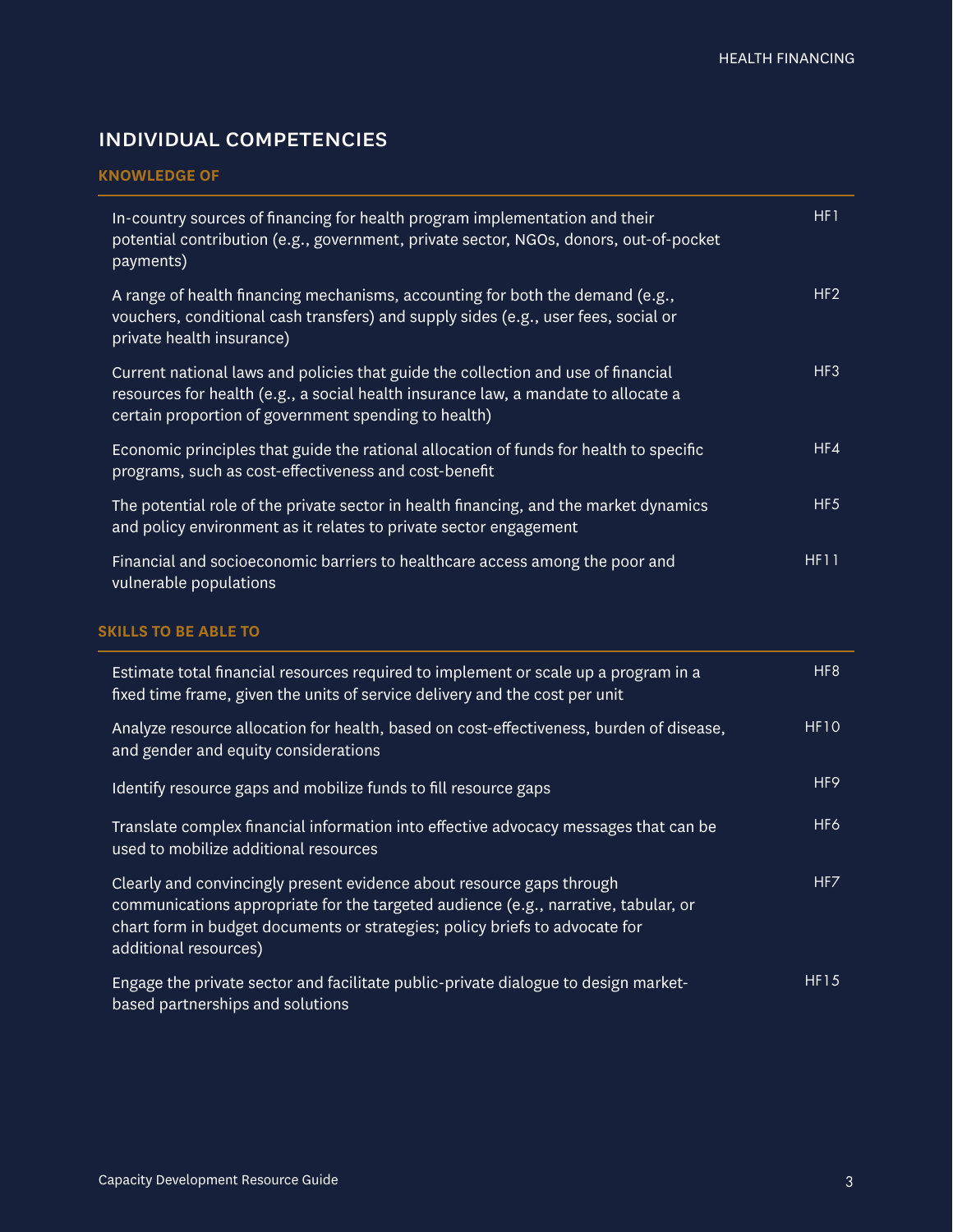## INDIVIDUAL COMPETENCIES

### KNOWLEDGE OF

| | |
|---|---|
| In-country sources of financing for health program implementation and their potential contribution (e.g., government, private sector, NGOs, donors, out-of-pocket payments) | HF1 |
| A range of health financing mechanisms, accounting for both the demand (e.g., vouchers, conditional cash transfers) and supply sides (e.g., user fees, social or private health insurance) | HF2 |
| Current national laws and policies that guide the collection and use of financial resources for health (e.g., a social health insurance law, a mandate to allocate a certain proportion of government spending to health) | HF3 |
| Economic principles that guide the rational allocation of funds for health to specific programs, such as cost-effectiveness and cost-benefit | HF4 |
| The potential role of the private sector in health financing, and the market dynamics and policy environment as it relates to private sector engagement | HF5 |
| Financial and socioeconomic barriers to healthcare access among the poor and vulnerable populations | HF11 |

### SKILLS TO BE ABLE TO

| | |
|---|---|
| Estimate total financial resources required to implement or scale up a program in a fixed time frame, given the units of service delivery and the cost per unit | HF8 |
| Analyze resource allocation for health, based on cost-effectiveness, burden of disease, and gender and equity considerations | HF10 |
| Identify resource gaps and mobilize funds to fill resource gaps | HF9 |
| Translate complex financial information into effective advocacy messages that can be used to mobilize additional resources | HF6 |
| Clearly and convincingly present evidence about resource gaps through communications appropriate for the targeted audience (e.g., narrative, tabular, or chart form in budget documents or strategies; policy briefs to advocate for additional resources) | HF7 |
| Engage the private sector and facilitate public-private dialogue to design market-based partnerships and solutions | HF15 |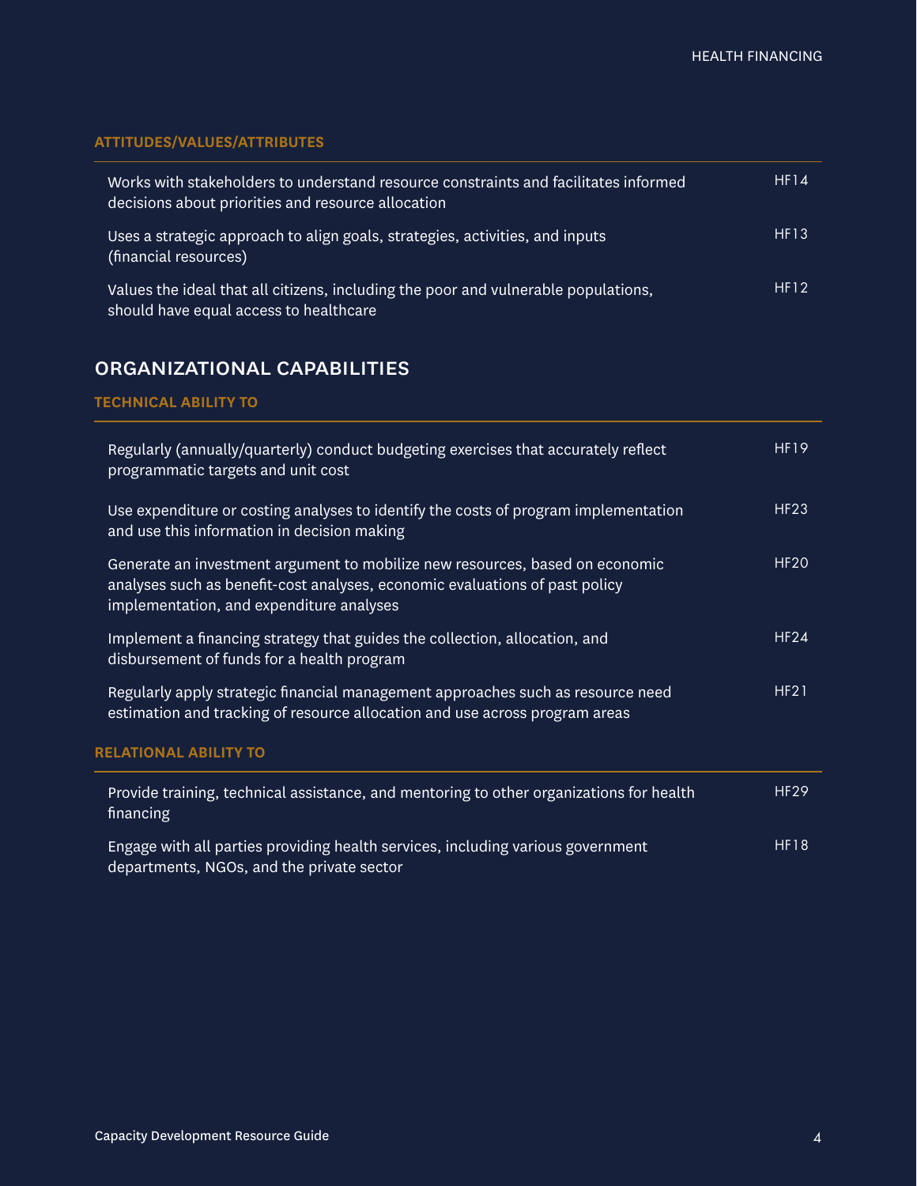### ATTITUDES/VALUES/ATTRIBUTES

| | |
|---|---|
| Works with stakeholders to understand resource constraints and facilitates informed decisions about priorities and resource allocation | HF14 |
| Uses a strategic approach to align goals, strategies, activities, and inputs (financial resources) | HF13 |
| Values the ideal that all citizens, including the poor and vulnerable populations, should have equal access to healthcare | HF12 |

## ORGANIZATIONAL CAPABILITIES

### TECHNICAL ABILITY TO

| | |
|---|---|
| Regularly (annually/quarterly) conduct budgeting exercises that accurately reflect programmatic targets and unit cost | HF19 |
| Use expenditure or costing analyses to identify the costs of program implementation and use this information in decision making | HF23 |
| Generate an investment argument to mobilize new resources, based on economic analyses such as benefit-cost analyses, economic evaluations of past policy implementation, and expenditure analyses | HF20 |
| Implement a financing strategy that guides the collection, allocation, and disbursement of funds for a health program | HF24 |
| Regularly apply strategic financial management approaches such as resource need estimation and tracking of resource allocation and use across program areas | HF21 |

### RELATIONAL ABILITY TO

| | |
|---|---|
| Provide training, technical assistance, and mentoring to other organizations for health financing | HF29 |
| Engage with all parties providing health services, including various government departments, NGOs, and the private sector | HF18 |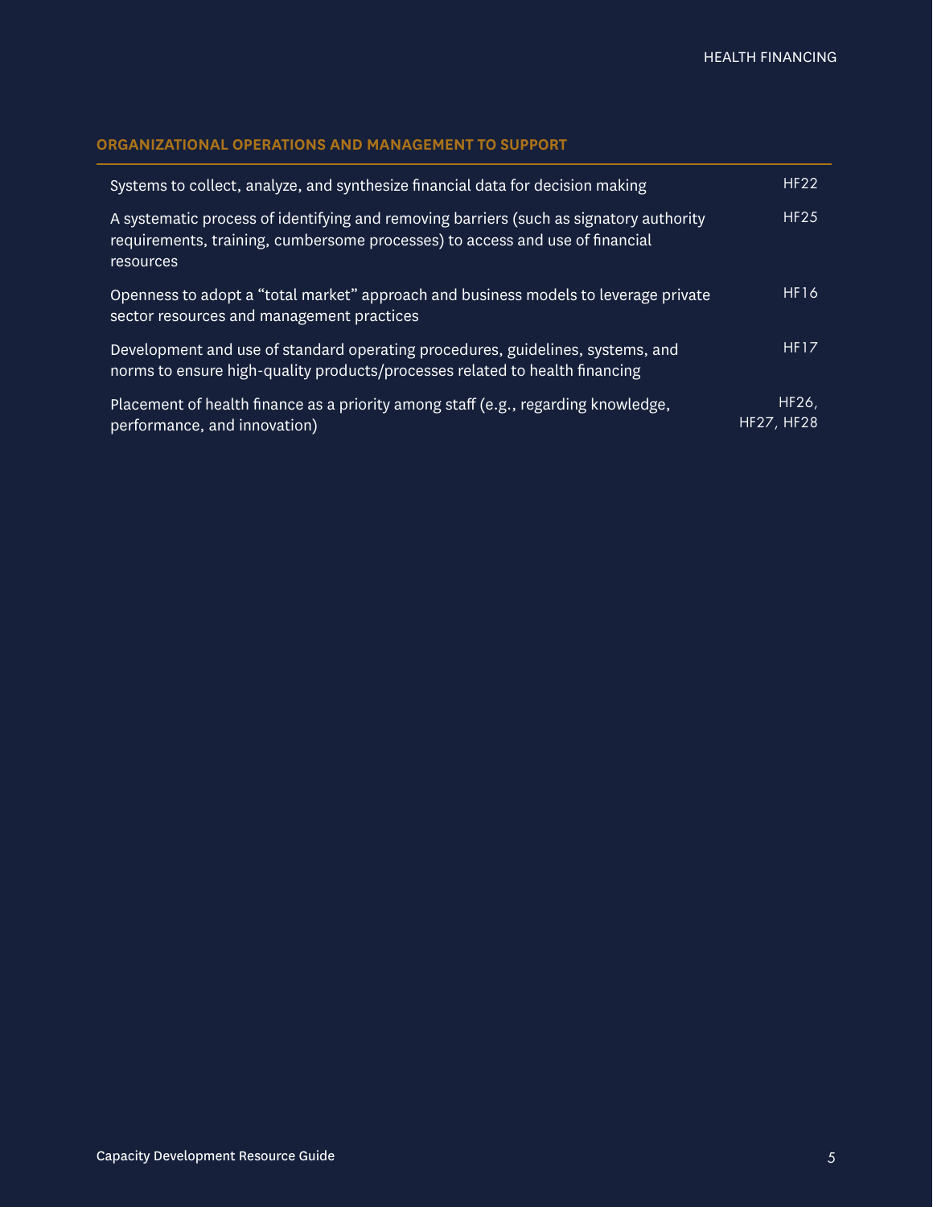### ORGANIZATIONAL OPERATIONS AND MANAGEMENT TO SUPPORT

| | |
|---|---|
| Systems to collect, analyze, and synthesize financial data for decision making | HF22 |
| A systematic process of identifying and removing barriers (such as signatory authority requirements, training, cumbersome processes) to access and use of financial resources | HF25 |
| Openness to adopt a "total market" approach and business models to leverage private sector resources and management practices | HF16 |
| Development and use of standard operating procedures, guidelines, systems, and norms to ensure high-quality products/processes related to health financing | HF17 |
| Placement of health finance as a priority among staff (e.g., regarding knowledge, performance, and innovation) | HF26, HF27, HF28 |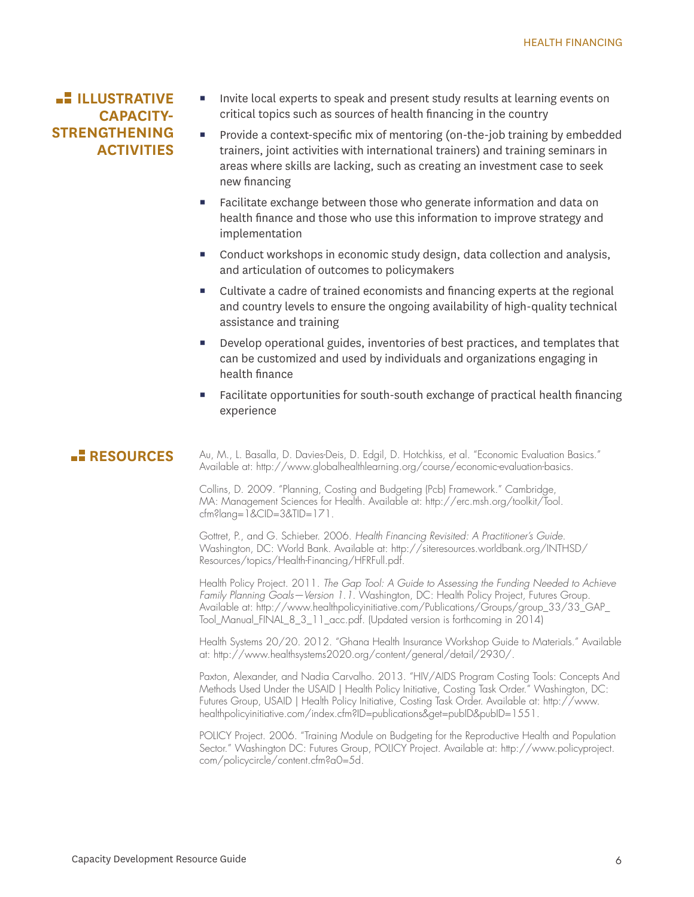## ILLUSTRATIVE CAPACITY-STRENGTHENING ACTIVITIES

- Invite local experts to speak and present study results at learning events on critical topics such as sources of health financing in the country
- Provide a context-specific mix of mentoring (on-the-job training by embedded trainers, joint activities with international trainers) and training seminars in areas where skills are lacking, such as creating an investment case to seek new financing
- Facilitate exchange between those who generate information and data on health finance and those who use this information to improve strategy and implementation
- Conduct workshops in economic study design, data collection and analysis, and articulation of outcomes to policymakers
- Cultivate a cadre of trained economists and financing experts at the regional and country levels to ensure the ongoing availability of high-quality technical assistance and training
- Develop operational guides, inventories of best practices, and templates that can be customized and used by individuals and organizations engaging in health finance
- Facilitate opportunities for south-south exchange of practical health financing experience

## RESOURCES

Au, M., L. Basalla, D. Davies-Deis, D. Edgil, D. Hotchkiss, et al. "Economic Evaluation Basics." Available at: http://www.globalhealthlearning.org/course/economic-evaluation-basics.

Collins, D. 2009. "Planning, Costing and Budgeting (Pcb) Framework." Cambridge, MA: Management Sciences for Health. Available at: http://erc.msh.org/toolkit/Tool.cfm?lang=1&CID=3&TID=171.

Gottret, P., and G. Schieber. 2006. *Health Financing Revisited: A Practitioner's Guide.* Washington, DC: World Bank. Available at: http://siteresources.worldbank.org/INTHSD/Resources/topics/Health-Financing/HFRFull.pdf.

Health Policy Project. 2011. *The Gap Tool: A Guide to Assessing the Funding Needed to Achieve Family Planning Goals—Version 1.1.* Washington, DC: Health Policy Project, Futures Group. Available at: http://www.healthpolicyinitiative.com/Publications/Groups/group_33/33_GAP_Tool_Manual_FINAL_8_3_11_acc.pdf. (Updated version is forthcoming in 2014)

Health Systems 20/20. 2012. "Ghana Health Insurance Workshop Guide to Materials." Available at: http://www.healthsystems2020.org/content/general/detail/2930/.

Paxton, Alexander, and Nadia Carvalho. 2013. "HIV/AIDS Program Costing Tools: Concepts And Methods Used Under the USAID | Health Policy Initiative, Costing Task Order." Washington, DC: Futures Group, USAID | Health Policy Initiative, Costing Task Order. Available at: http://www.healthpolicyinitiative.com/index.cfm?ID=publications&get=pubID&pubID=1551.

POLICY Project. 2006. "Training Module on Budgeting for the Reproductive Health and Population Sector." Washington DC: Futures Group, POLICY Project. Available at: http://www.policyproject.com/policycircle/content.cfm?a0=5d.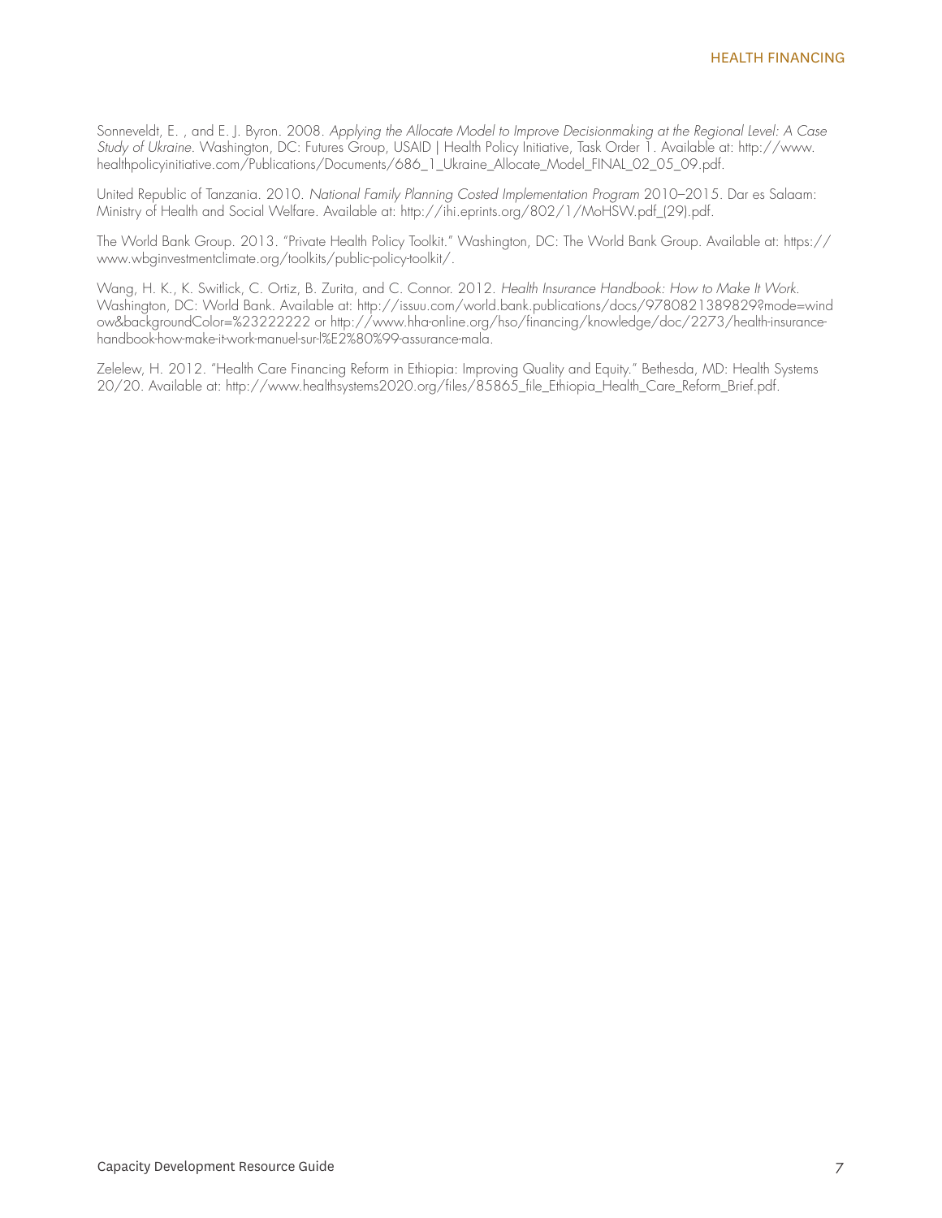Sonneveldt, E. , and E. J. Byron. 2008. *Applying the Allocate Model to Improve Decisionmaking at the Regional Level: A Case Study of Ukraine*. Washington, DC: Futures Group, USAID | Health Policy Initiative, Task Order 1. Available at: http://www.healthpolicyinitiative.com/Publications/Documents/686_1_Ukraine_Allocate_Model_FINAL_02_05_09.pdf.

United Republic of Tanzania. 2010. *National Family Planning Costed Implementation Program* 2010–2015. Dar es Salaam: Ministry of Health and Social Welfare. Available at: http://ihi.eprints.org/802/1/MoHSW.pdf_(29).pdf.

The World Bank Group. 2013. "Private Health Policy Toolkit." Washington, DC: The World Bank Group. Available at: https://www.wbginvestmentclimate.org/toolkits/public-policy-toolkit/.

Wang, H. K., K. Switlick, C. Ortiz, B. Zurita, and C. Connor. 2012. *Health Insurance Handbook: How to Make It Work*. Washington, DC: World Bank. Available at: http://issuu.com/world.bank.publications/docs/9780821389829?mode=window&backgroundColor=%23222222 or http://www.hha-online.org/hso/financing/knowledge/doc/2273/health-insurance-handbook-how-make-it-work-manuel-sur-l%E2%80%99-assurance-mala.

Zelelew, H. 2012. "Health Care Financing Reform in Ethiopia: Improving Quality and Equity." Bethesda, MD: Health Systems 20/20. Available at: http://www.healthsystems2020.org/files/85865_file_Ethiopia_Health_Care_Reform_Brief.pdf.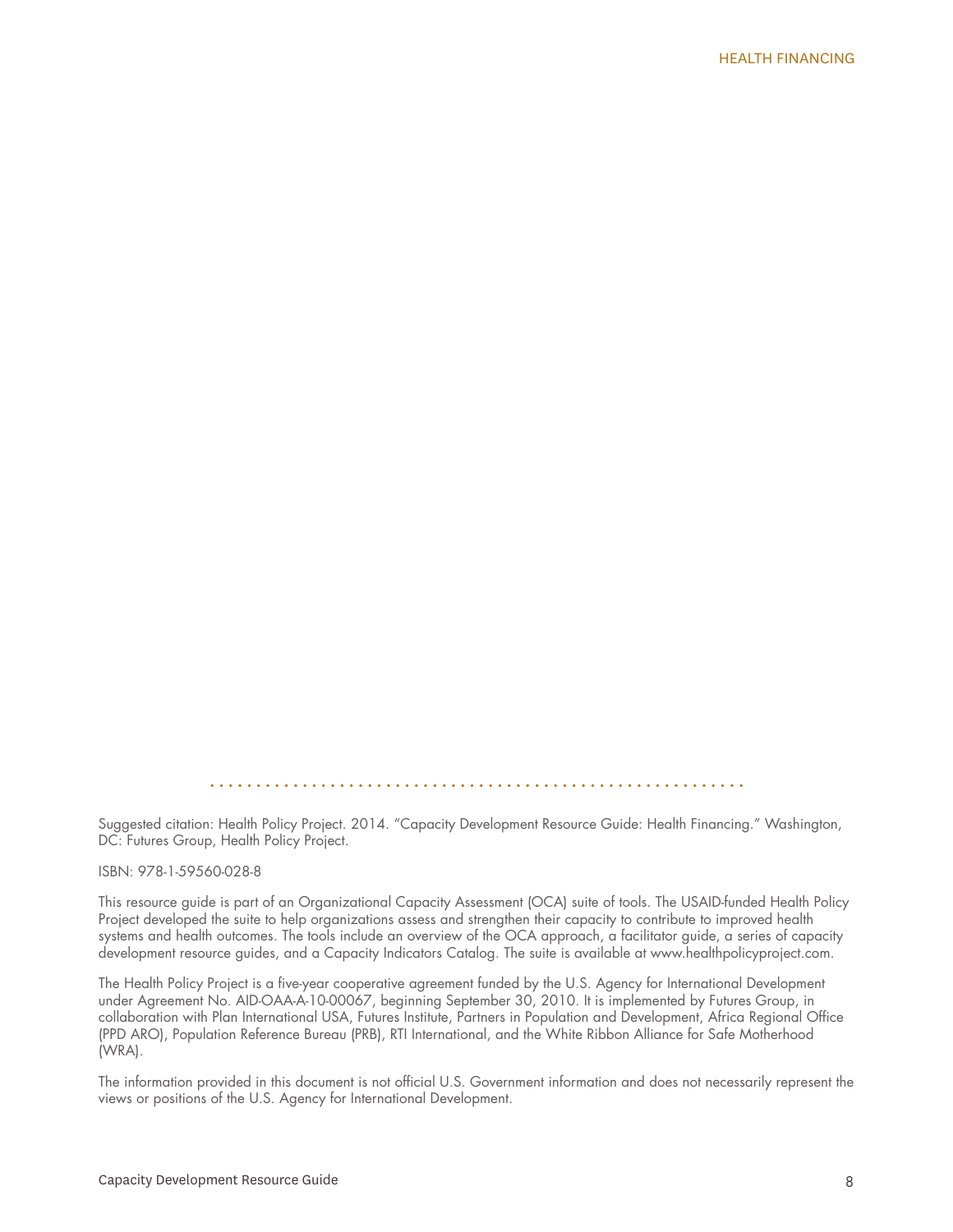Suggested citation: Health Policy Project. 2014. "Capacity Development Resource Guide: Health Financing." Washington, DC: Futures Group, Health Policy Project.

ISBN: 978-1-59560-028-8

This resource guide is part of an Organizational Capacity Assessment (OCA) suite of tools. The USAID-funded Health Policy Project developed the suite to help organizations assess and strengthen their capacity to contribute to improved health systems and health outcomes. The tools include an overview of the OCA approach, a facilitator guide, a series of capacity development resource guides, and a Capacity Indicators Catalog. The suite is available at www.healthpolicyproject.com.

The Health Policy Project is a five-year cooperative agreement funded by the U.S. Agency for International Development under Agreement No. AID-OAA-A-10-00067, beginning September 30, 2010. It is implemented by Futures Group, in collaboration with Plan International USA, Futures Institute, Partners in Population and Development, Africa Regional Office (PPD ARO), Population Reference Bureau (PRB), RTI International, and the White Ribbon Alliance for Safe Motherhood (WRA).

The information provided in this document is not official U.S. Government information and does not necessarily represent the views or positions of the U.S. Agency for International Development.